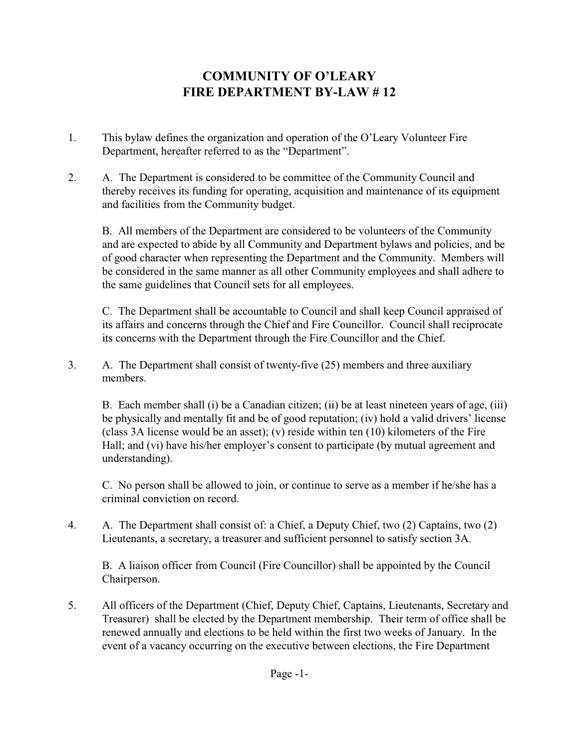# COMMUNITY OF O'LEARY
# FIRE DEPARTMENT BY-LAW # 12

1. This bylaw defines the organization and operation of the O'Leary Volunteer Fire Department, hereafter referred to as the "Department".

2. A. The Department is considered to be committee of the Community Council and thereby receives its funding for operating, acquisition and maintenance of its equipment and facilities from the Community budget.

   B. All members of the Department are considered to be volunteers of the Community and are expected to abide by all Community and Department bylaws and policies, and be of good character when representing the Department and the Community. Members will be considered in the same manner as all other Community employees and shall adhere to the same guidelines that Council sets for all employees.

   C. The Department shall be accountable to Council and shall keep Council appraised of its affairs and concerns through the Chief and Fire Councillor. Council shall reciprocate its concerns with the Department through the Fire Councillor and the Chief.

3. A. The Department shall consist of twenty-five (25) members and three auxiliary members.

   B. Each member shall (i) be a Canadian citizen; (ii) be at least nineteen years of age, (iii) be physically and mentally fit and be of good reputation; (iv) hold a valid drivers' license (class 3A license would be an asset); (v) reside within ten (10) kilometers of the Fire Hall; and (vi) have his/her employer's consent to participate (by mutual agreement and understanding).

   C. No person shall be allowed to join, or continue to serve as a member if he/she has a criminal conviction on record.

4. A. The Department shall consist of: a Chief, a Deputy Chief, two (2) Captains, two (2) Lieutenants, a secretary, a treasurer and sufficient personnel to satisfy section 3A.

   B. A liaison officer from Council (Fire Councillor) shall be appointed by the Council Chairperson.

5. All officers of the Department (Chief, Deputy Chief, Captains, Lieutenants, Secretary and Treasurer) shall be elected by the Department membership. Their term of office shall be renewed annually and elections to be held within the first two weeks of January. In the event of a vacancy occurring on the executive between elections, the Fire Department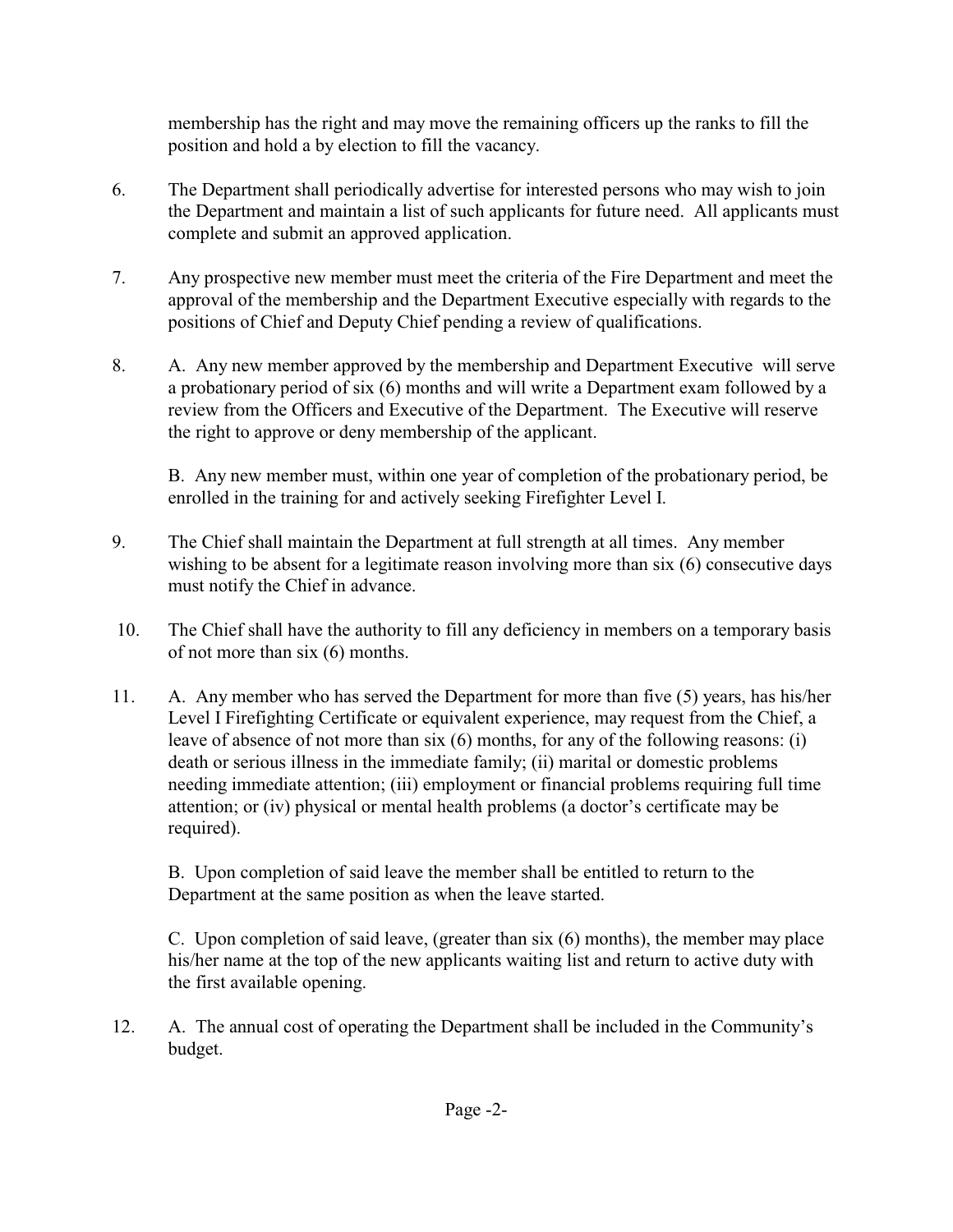membership has the right and may move the remaining officers up the ranks to fill the position and hold a by election to fill the vacancy.

6. The Department shall periodically advertise for interested persons who may wish to join the Department and maintain a list of such applicants for future need. All applicants must complete and submit an approved application.

7. Any prospective new member must meet the criteria of the Fire Department and meet the approval of the membership and the Department Executive especially with regards to the positions of Chief and Deputy Chief pending a review of qualifications.

8. A. Any new member approved by the membership and Department Executive will serve a probationary period of six (6) months and will write a Department exam followed by a review from the Officers and Executive of the Department. The Executive will reserve the right to approve or deny membership of the applicant.

   B. Any new member must, within one year of completion of the probationary period, be enrolled in the training for and actively seeking Firefighter Level I.

9. The Chief shall maintain the Department at full strength at all times. Any member wishing to be absent for a legitimate reason involving more than six (6) consecutive days must notify the Chief in advance.

10. The Chief shall have the authority to fill any deficiency in members on a temporary basis of not more than six (6) months.

11. A. Any member who has served the Department for more than five (5) years, has his/her Level I Firefighting Certificate or equivalent experience, may request from the Chief, a leave of absence of not more than six (6) months, for any of the following reasons: (i) death or serious illness in the immediate family; (ii) marital or domestic problems needing immediate attention; (iii) employment or financial problems requiring full time attention; or (iv) physical or mental health problems (a doctor's certificate may be required).

    B. Upon completion of said leave the member shall be entitled to return to the Department at the same position as when the leave started.

    C. Upon completion of said leave, (greater than six (6) months), the member may place his/her name at the top of the new applicants waiting list and return to active duty with the first available opening.

12. A. The annual cost of operating the Department shall be included in the Community's budget.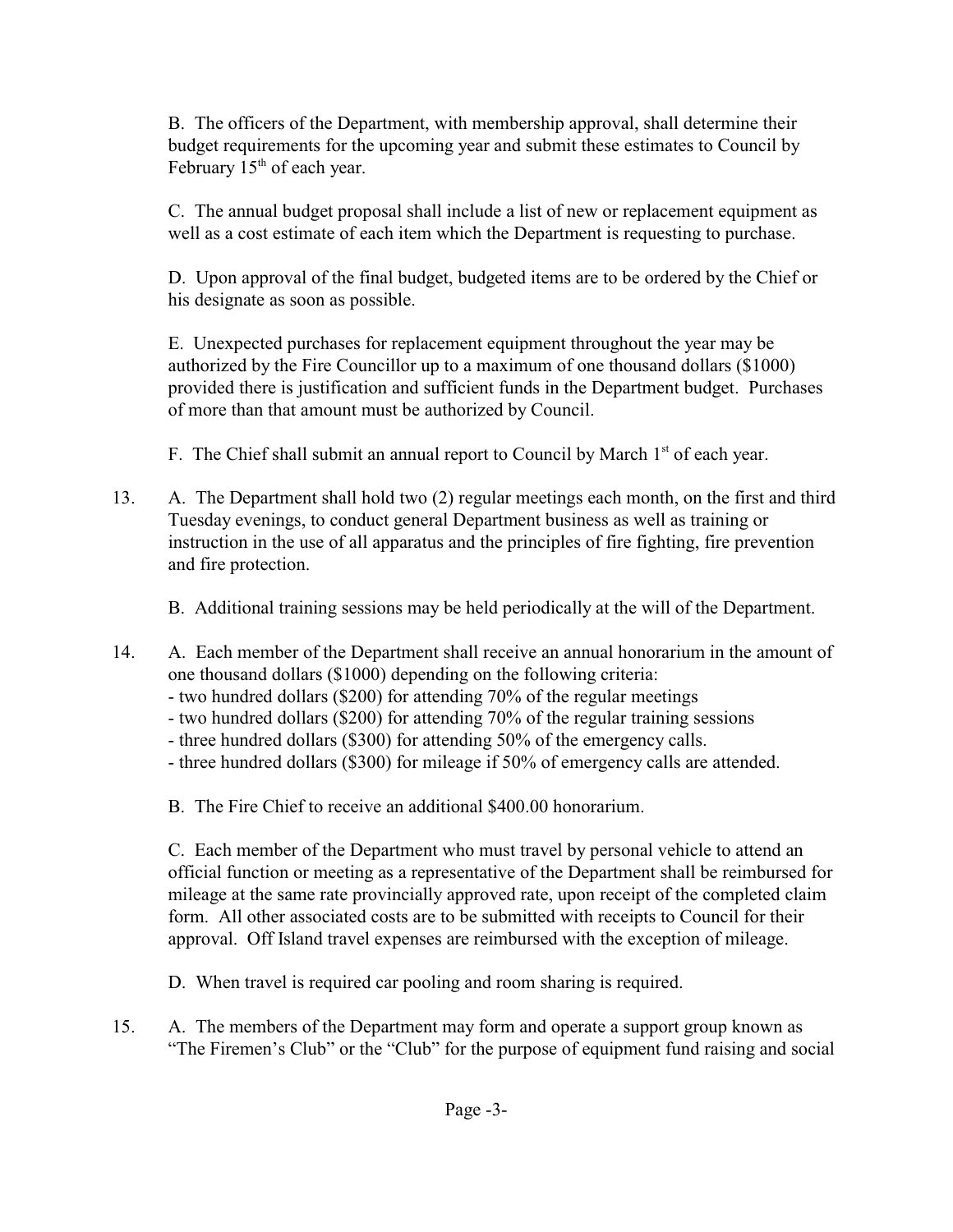B. The officers of the Department, with membership approval, shall determine their budget requirements for the upcoming year and submit these estimates to Council by February 15th of each year.

C. The annual budget proposal shall include a list of new or replacement equipment as well as a cost estimate of each item which the Department is requesting to purchase.

D. Upon approval of the final budget, budgeted items are to be ordered by the Chief or his designate as soon as possible.

E. Unexpected purchases for replacement equipment throughout the year may be authorized by the Fire Councillor up to a maximum of one thousand dollars ($1000) provided there is justification and sufficient funds in the Department budget. Purchases of more than that amount must be authorized by Council.

F. The Chief shall submit an annual report to Council by March 1st of each year.

13. A. The Department shall hold two (2) regular meetings each month, on the first and third Tuesday evenings, to conduct general Department business as well as training or instruction in the use of all apparatus and the principles of fire fighting, fire prevention and fire protection.

    B. Additional training sessions may be held periodically at the will of the Department.

14. A. Each member of the Department shall receive an annual honorarium in the amount of one thousand dollars ($1000) depending on the following criteria:
    - two hundred dollars ($200) for attending 70% of the regular meetings
    - two hundred dollars ($200) for attending 70% of the regular training sessions
    - three hundred dollars ($300) for attending 50% of the emergency calls.
    - three hundred dollars ($300) for mileage if 50% of emergency calls are attended.

    B. The Fire Chief to receive an additional $400.00 honorarium.

    C. Each member of the Department who must travel by personal vehicle to attend an official function or meeting as a representative of the Department shall be reimbursed for mileage at the same rate provincially approved rate, upon receipt of the completed claim form. All other associated costs are to be submitted with receipts to Council for their approval. Off Island travel expenses are reimbursed with the exception of mileage.

    D. When travel is required car pooling and room sharing is required.

15. A. The members of the Department may form and operate a support group known as "The Firemen's Club" or the "Club" for the purpose of equipment fund raising and social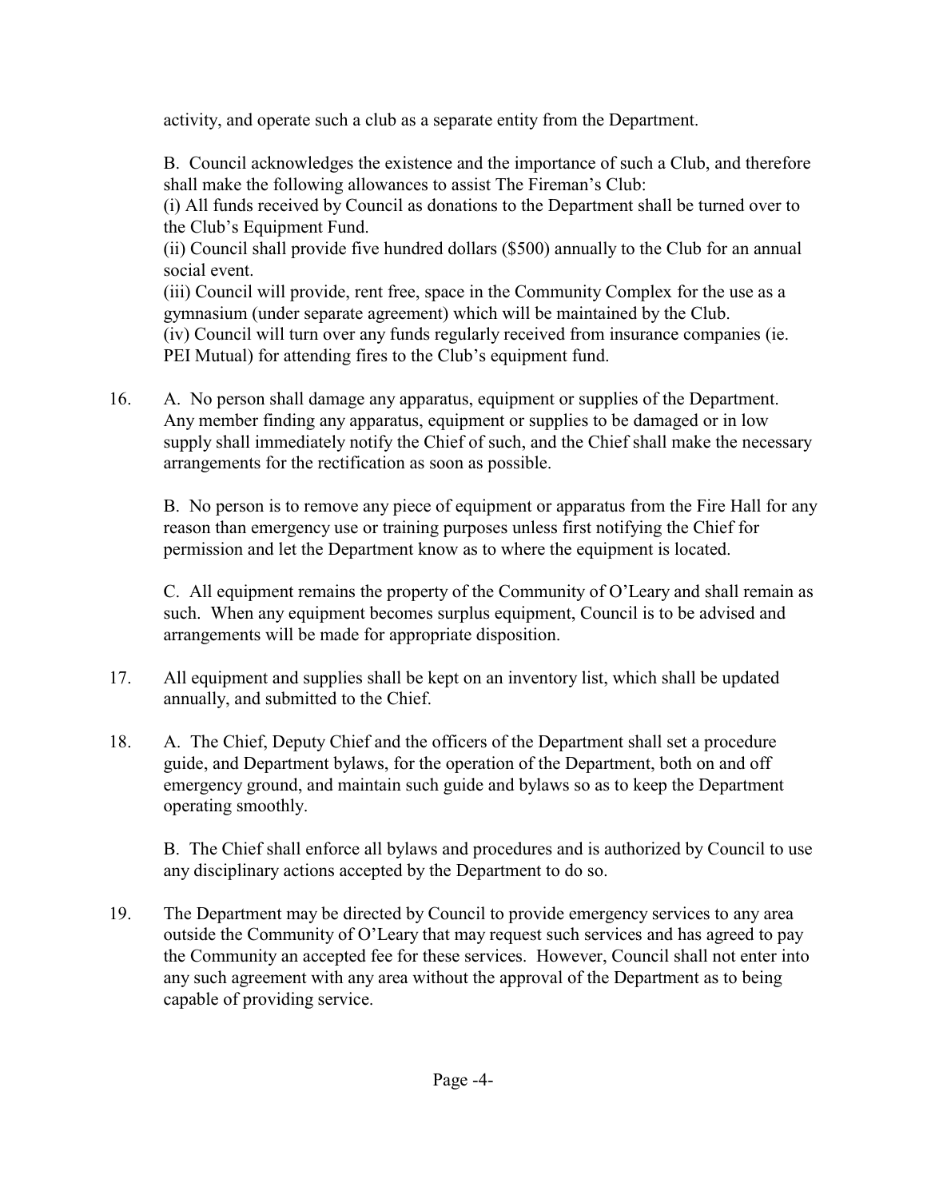activity, and operate such a club as a separate entity from the Department.

B. Council acknowledges the existence and the importance of such a Club, and therefore shall make the following allowances to assist The Fireman's Club:
(i) All funds received by Council as donations to the Department shall be turned over to the Club's Equipment Fund.
(ii) Council shall provide five hundred dollars ($500) annually to the Club for an annual social event.
(iii) Council will provide, rent free, space in the Community Complex for the use as a gymnasium (under separate agreement) which will be maintained by the Club.
(iv) Council will turn over any funds regularly received from insurance companies (ie. PEI Mutual) for attending fires to the Club's equipment fund.

16. A. No person shall damage any apparatus, equipment or supplies of the Department. Any member finding any apparatus, equipment or supplies to be damaged or in low supply shall immediately notify the Chief of such, and the Chief shall make the necessary arrangements for the rectification as soon as possible.

    B. No person is to remove any piece of equipment or apparatus from the Fire Hall for any reason than emergency use or training purposes unless first notifying the Chief for permission and let the Department know as to where the equipment is located.

    C. All equipment remains the property of the Community of O'Leary and shall remain as such. When any equipment becomes surplus equipment, Council is to be advised and arrangements will be made for appropriate disposition.

17. All equipment and supplies shall be kept on an inventory list, which shall be updated annually, and submitted to the Chief.

18. A. The Chief, Deputy Chief and the officers of the Department shall set a procedure guide, and Department bylaws, for the operation of the Department, both on and off emergency ground, and maintain such guide and bylaws so as to keep the Department operating smoothly.

    B. The Chief shall enforce all bylaws and procedures and is authorized by Council to use any disciplinary actions accepted by the Department to do so.

19. The Department may be directed by Council to provide emergency services to any area outside the Community of O'Leary that may request such services and has agreed to pay the Community an accepted fee for these services. However, Council shall not enter into any such agreement with any area without the approval of the Department as to being capable of providing service.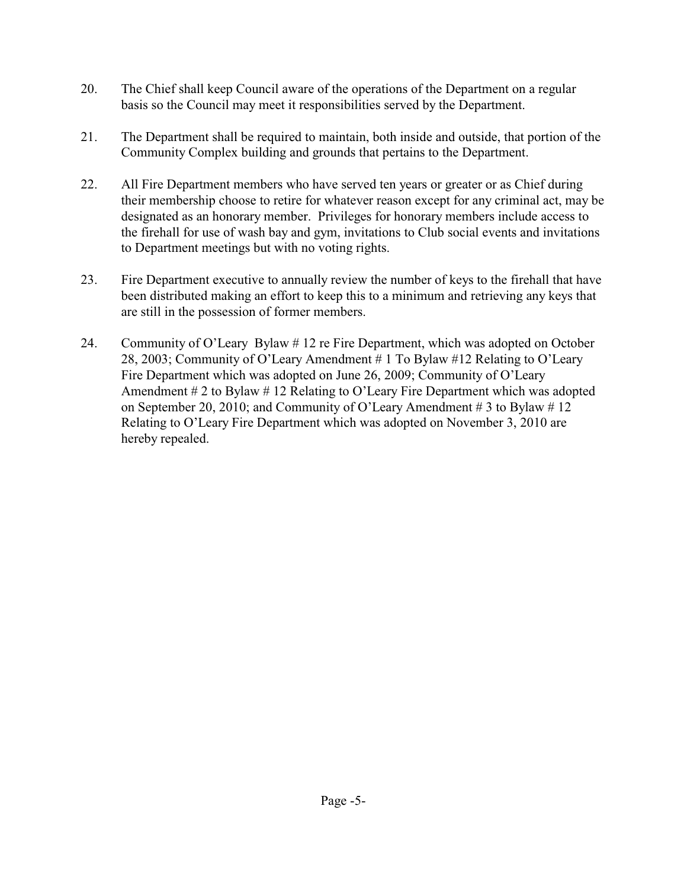20. The Chief shall keep Council aware of the operations of the Department on a regular basis so the Council may meet it responsibilities served by the Department.

21. The Department shall be required to maintain, both inside and outside, that portion of the Community Complex building and grounds that pertains to the Department.

22. All Fire Department members who have served ten years or greater or as Chief during their membership choose to retire for whatever reason except for any criminal act, may be designated as an honorary member. Privileges for honorary members include access to the firehall for use of wash bay and gym, invitations to Club social events and invitations to Department meetings but with no voting rights.

23. Fire Department executive to annually review the number of keys to the firehall that have been distributed making an effort to keep this to a minimum and retrieving any keys that are still in the possession of former members.

24. Community of O'Leary Bylaw # 12 re Fire Department, which was adopted on October 28, 2003; Community of O'Leary Amendment # 1 To Bylaw #12 Relating to O'Leary Fire Department which was adopted on June 26, 2009; Community of O'Leary Amendment # 2 to Bylaw # 12 Relating to O'Leary Fire Department which was adopted on September 20, 2010; and Community of O'Leary Amendment # 3 to Bylaw # 12 Relating to O'Leary Fire Department which was adopted on November 3, 2010 are hereby repealed.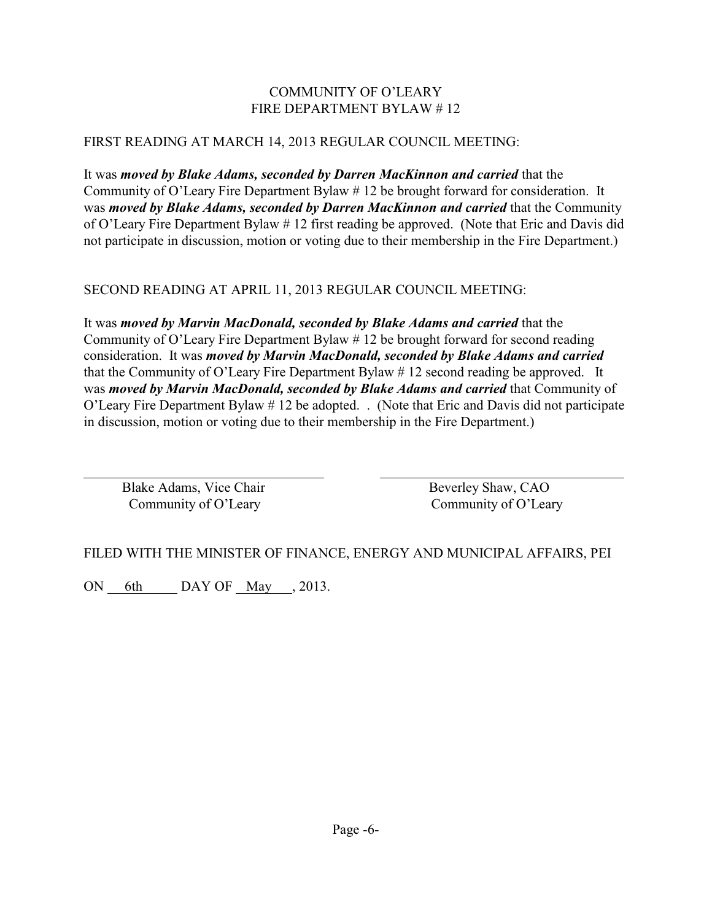COMMUNITY OF O'LEARY
FIRE DEPARTMENT BYLAW # 12

FIRST READING AT MARCH 14, 2013 REGULAR COUNCIL MEETING:

It was ***moved by Blake Adams, seconded by Darren MacKinnon and carried*** that the Community of O'Leary Fire Department Bylaw # 12 be brought forward for consideration. It was ***moved by Blake Adams, seconded by Darren MacKinnon and carried*** that the Community of O'Leary Fire Department Bylaw # 12 first reading be approved. (Note that Eric and Davis did not participate in discussion, motion or voting due to their membership in the Fire Department.)

SECOND READING AT APRIL 11, 2013 REGULAR COUNCIL MEETING:

It was ***moved by Marvin MacDonald, seconded by Blake Adams and carried*** that the Community of O'Leary Fire Department Bylaw # 12 be brought forward for second reading consideration. It was ***moved by Marvin MacDonald, seconded by Blake Adams and carried*** that the Community of O'Leary Fire Department Bylaw # 12 second reading be approved. It was ***moved by Marvin MacDonald, seconded by Blake Adams and carried*** that Community of O'Leary Fire Department Bylaw # 12 be adopted. . (Note that Eric and Davis did not participate in discussion, motion or voting due to their membership in the Fire Department.)

\_\_\_\_\_\_\_\_\_\_\_\_\_\_\_\_\_\_\_\_\_\_\_\_\_\_\_\_\_\_
Blake Adams, Vice Chair
Community of O'Leary

\_\_\_\_\_\_\_\_\_\_\_\_\_\_\_\_\_\_\_\_\_\_\_\_\_\_\_\_\_\_
Beverley Shaw, CAO
Community of O'Leary

FILED WITH THE MINISTER OF FINANCE, ENERGY AND MUNICIPAL AFFAIRS, PEI

ON 6th DAY OF May, 2013.